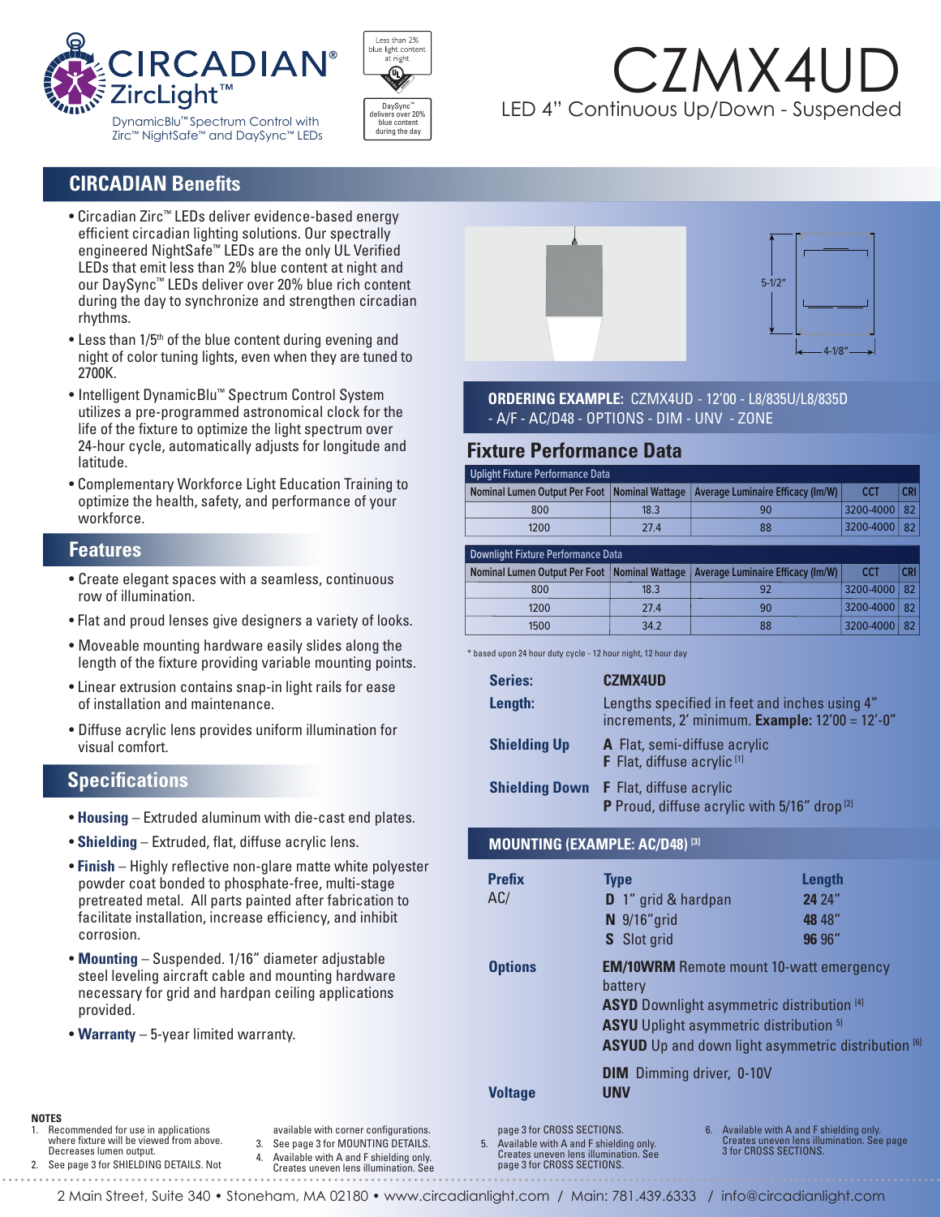# CIRCADIAN® ZircLight™

DynamicBlu™ Spectrum Control with Zirc™ NightSafe™ and DaySync™ LEDs

Less than 2% blue light content at night

DaySync™ delivers over 20% blue content during the day

# CZMX4UD

LED 4" Continuous Up/Down - Suspended

## CIRCADIAN Benefits

- Circadian Zirc™ LEDs deliver evidence-based energy efficient circadian lighting solutions. Our spectrally engineered NightSafe™ LEDs are the only UL Verified LEDs that emit less than 2% blue content at night and our DaySync™ LEDs deliver over 20% blue rich content during the day to synchronize and strengthen circadian rhythms.
- Less than 1/5th of the blue content during evening and night of color tuning lights, even when they are tuned to 2700K.
- Intelligent DynamicBlu™ Spectrum Control System utilizes a pre-programmed astronomical clock for the life of the fixture to optimize the light spectrum over 24-hour cycle, automatically adjusts for longitude and latitude.
- Complementary Workforce Light Education Training to optimize the health, safety, and performance of your workforce.

## Features

- Create elegant spaces with a seamless, continuous row of illumination.
- Flat and proud lenses give designers a variety of looks.
- Moveable mounting hardware easily slides along the length of the fixture providing variable mounting points.
- Linear extrusion contains snap-in light rails for ease of installation and maintenance.
- Diffuse acrylic lens provides uniform illumination for visual comfort.

## Specifications

- **Housing** – Extruded aluminum with die-cast end plates.
- **Shielding** – Extruded, flat, diffuse acrylic lens.
- **Finish** – Highly reflective non-glare matte white polyester powder coat bonded to phosphate-free, multi-stage pretreated metal. All parts painted after fabrication to facilitate installation, increase efficiency, and inhibit corrosion.
- **Mounting** – Suspended. 1/16" diameter adjustable steel leveling aircraft cable and mounting hardware necessary for grid and hardpan ceiling applications provided.
- **Warranty** – 5-year limited warranty.

5-1/2"

4-1/8"

**ORDERING EXAMPLE:** CZMX4UD - 12'00 - L8/835U/L8/835D - A/F - AC/D48 - OPTIONS - DIM - UNV - ZONE

## Fixture Performance Data

Uplight Fixture Performance Data

| Nominal Lumen Output Per Foot | Nominal Wattage | Average Luminaire Efficacy (lm/W) | CCT | CRI |
|---|---|---|---|---|
| 800 | 18.3 | 90 | 3200-4000 | 82 |
| 1200 | 27.4 | 88 | 3200-4000 | 82 |

Downlight Fixture Performance Data

| Nominal Lumen Output Per Foot | Nominal Wattage | Average Luminaire Efficacy (lm/W) | CCT | CRI |
|---|---|---|---|---|
| 800 | 18.3 | 92 | 3200-4000 | 82 |
| 1200 | 27.4 | 90 | 3200-4000 | 82 |
| 1500 | 34.2 | 88 | 3200-4000 | 82 |

\* based upon 24 hour duty cycle - 12 hour night, 12 hour day

**Series:** CZMX4UD

**Length:** Lengths specified in feet and inches using 4" increments, 2' minimum. **Example:** 12'00 = 12'-0"

**Shielding Up**
- **A** Flat, semi-diffuse acrylic
- **F** Flat, diffuse acrylic [1]

**Shielding Down**
- **F** Flat, diffuse acrylic
- **P** Proud, diffuse acrylic with 5/16" drop [2]

### MOUNTING (EXAMPLE: AC/D48) [3]

| Prefix | Type | Length |
|---|---|---|
| AC/ | **D** 1" grid & hardpan | **24** 24" |
| | **N** 9/16" grid | **48** 48" |
| | **S** Slot grid | **96** 96" |

**Options**
- **EM/10WRM** Remote mount 10-watt emergency battery
- **ASYD** Downlight asymmetric distribution [4]
- **ASYU** Uplight asymmetric distribution [5]
- **ASYUD** Up and down light asymmetric distribution [6]
- **DIM** Dimming driver, 0-10V

**Voltage** UNV

**NOTES**

1. Recommended for use in applications where fixture will be viewed from above. Decreases lumen output.
2. See page 3 for SHIELDING DETAILS. Not available with corner configurations.
3. See page 3 for MOUNTING DETAILS.
4. Available with A and F shielding only. Creates uneven lens illumination. See page 3 for CROSS SECTIONS.
5. Available with A and F shielding only. Creates uneven lens illumination. See page 3 for CROSS SECTIONS.
6. Available with A and F shielding only. Creates uneven lens illumination. See page 3 for CROSS SECTIONS.

2 Main Street, Suite 340 • Stoneham, MA 02180 • www.circadianlight.com / Main: 781.439.6333 / info@circadianlight.com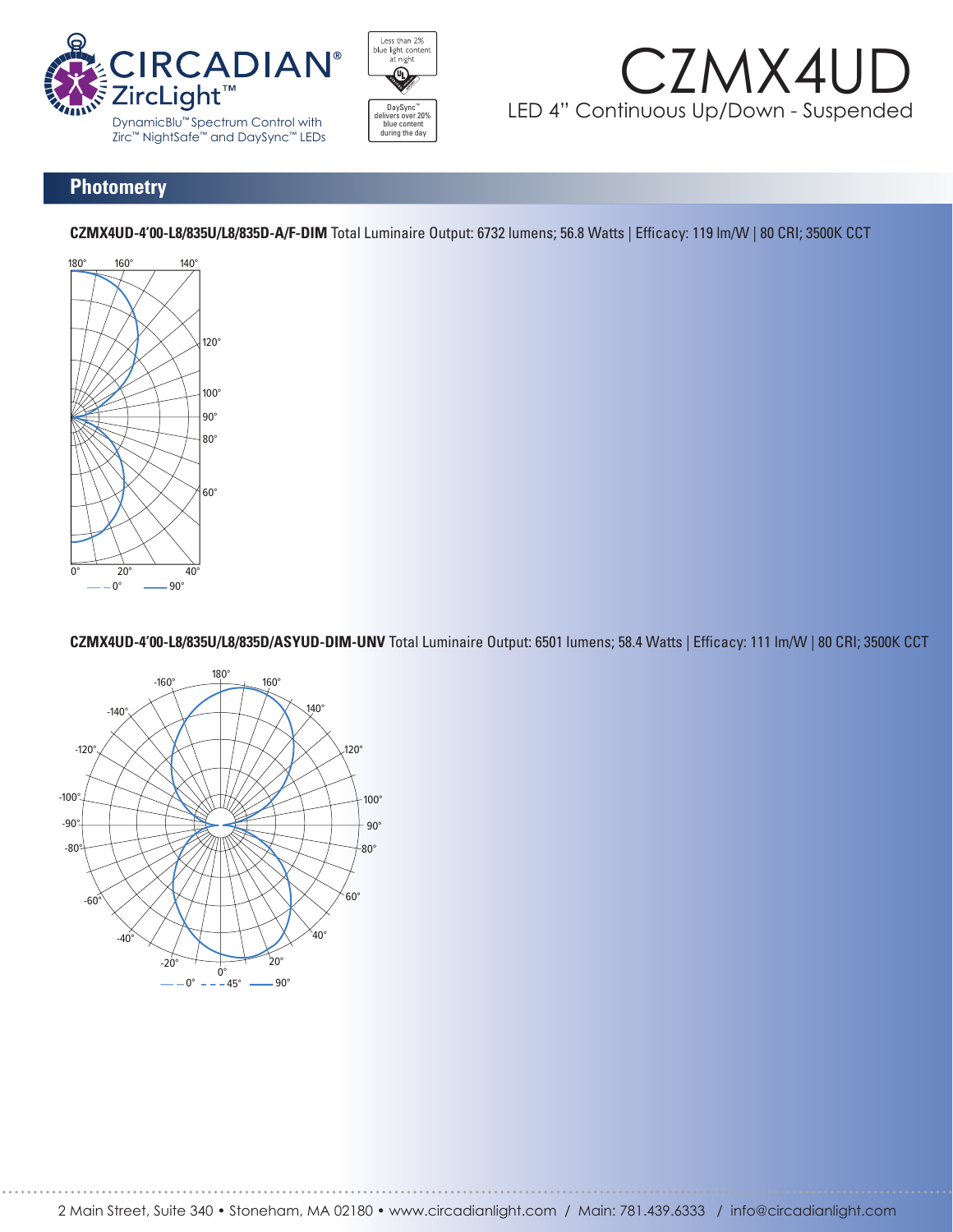# CZMX4UD

LED 4" Continuous Up/Down - Suspended

## Photometry

**CZMX4UD-4'00-L8/835U/L8/835D-A/F-DIM** Total Luminaire Output: 6732 lumens; 56.8 Watts | Efficacy: 119 lm/W | 80 CRI; 3500K CCT

**CZMX4UD-4'00-L8/835U/L8/835D/ASYUD-DIM-UNV** Total Luminaire Output: 6501 lumens; 58.4 Watts | Efficacy: 111 lm/W | 80 CRI; 3500K CCT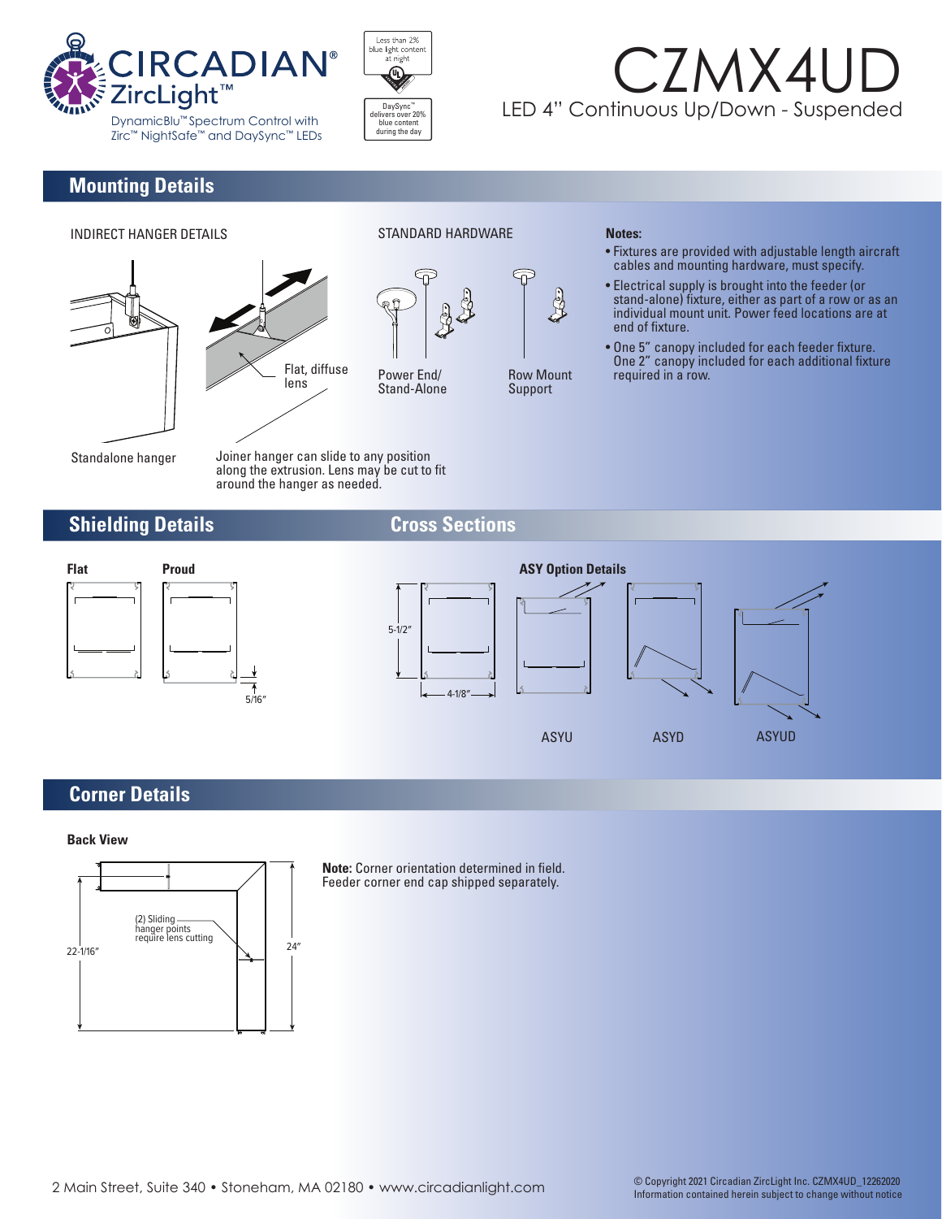CIRCADIAN® ZircLight™

DynamicBlu™ Spectrum Control with Zirc™ NightSafe™ and DaySync™ LEDs

Less than 2% blue light content at night

DaySync™ delivers over 20% blue content during the day

# CZMX4UD

LED 4" Continuous Up/Down - Suspended

## Mounting Details

INDIRECT HANGER DETAILS

Flat, diffuse lens

Standalone hanger

Joiner hanger can slide to any position along the extrusion. Lens may be cut to fit around the hanger as needed.

STANDARD HARDWARE

Power End/ Stand-Alone

Row Mount Support

**Notes:**

- Fixtures are provided with adjustable length aircraft cables and mounting hardware, must specify.
- Electrical supply is brought into the feeder (or stand-alone) fixture, either as part of a row or as an individual mount unit. Power feed locations are at end of fixture.
- One 5" canopy included for each feeder fixture. One 2" canopy included for each additional fixture required in a row.

## Shielding Details

**Flat**

**Proud**

5/16"

## Cross Sections

5-1/2"

4-1/8"

**ASY Option Details**

ASYU

ASYD

ASYUD

## Corner Details

**Back View**

(2) Sliding hanger points require lens cutting

22-1/16"

24"

**Note:** Corner orientation determined in field. Feeder corner end cap shipped separately.

2 Main Street, Suite 340 • Stoneham, MA 02180 • www.circadianlight.com

© Copyright 2021 Circadian ZircLight Inc. CZMX4UD_12262020
Information contained herein subject to change without notice